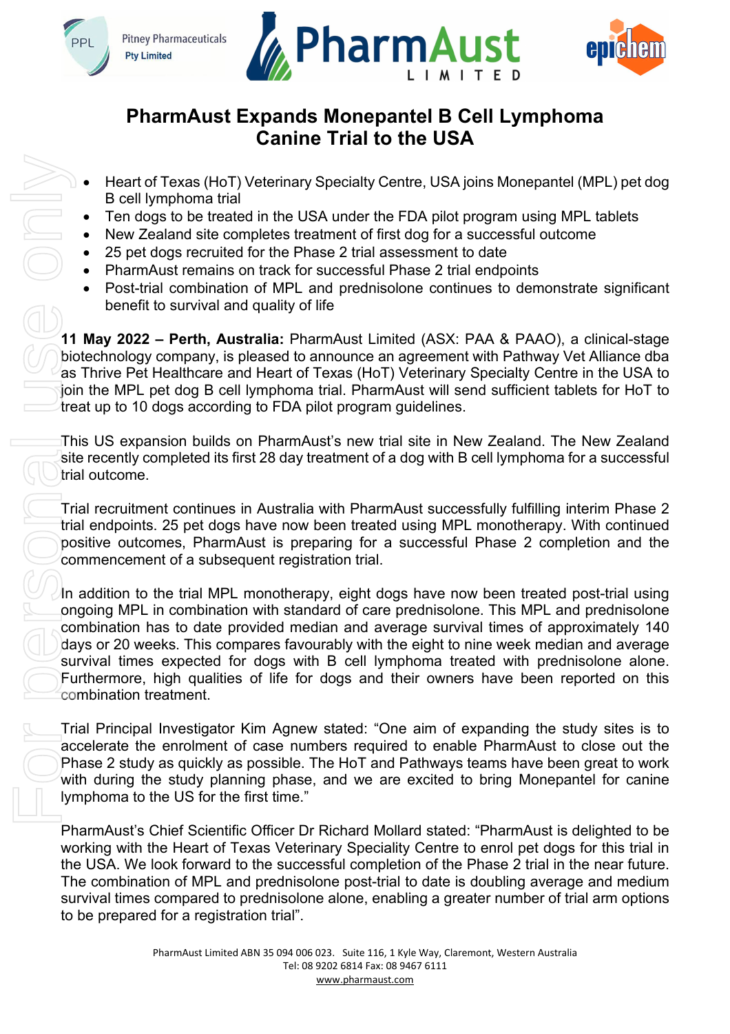# PharmAust Expands Monepantel B Cell Lymphoma Canine Trial to the USA

- Heart of Texas (HoT) Veterinary Specialty Centre, USA joins Monepantel (MPL) pet dog B cell lymphoma trial
- Ten dogs to be treated in the USA under the FDA pilot program using MPL tablets
- New Zealand site completes treatment of first dog for a successful outcome
- 25 pet dogs recruited for the Phase 2 trial assessment to date
- PharmAust remains on track for successful Phase 2 trial endpoints
- Post-trial combination of MPL and prednisolone continues to demonstrate significant benefit to survival and quality of life

**11 May 2022 – Perth, Australia:** PharmAust Limited (ASX: PAA & PAAO), a clinical-stage biotechnology company, is pleased to announce an agreement with Pathway Vet Alliance dba as Thrive Pet Healthcare and Heart of Texas (HoT) Veterinary Specialty Centre in the USA to join the MPL pet dog B cell lymphoma trial. PharmAust will send sufficient tablets for HoT to treat up to 10 dogs according to FDA pilot program guidelines.

This US expansion builds on PharmAust's new trial site in New Zealand. The New Zealand site recently completed its first 28 day treatment of a dog with B cell lymphoma for a successful trial outcome.

Trial recruitment continues in Australia with PharmAust successfully fulfilling interim Phase 2 trial endpoints. 25 pet dogs have now been treated using MPL monotherapy. With continued positive outcomes, PharmAust is preparing for a successful Phase 2 completion and the commencement of a subsequent registration trial.

In addition to the trial MPL monotherapy, eight dogs have now been treated post-trial using ongoing MPL in combination with standard of care prednisolone. This MPL and prednisolone combination has to date provided median and average survival times of approximately 140 days or 20 weeks. This compares favourably with the eight to nine week median and average survival times expected for dogs with B cell lymphoma treated with prednisolone alone. Furthermore, high qualities of life for dogs and their owners have been reported on this combination treatment.

Trial Principal Investigator Kim Agnew stated: "One aim of expanding the study sites is to accelerate the enrolment of case numbers required to enable PharmAust to close out the Phase 2 study as quickly as possible. The HoT and Pathways teams have been great to work with during the study planning phase, and we are excited to bring Monepantel for canine lymphoma to the US for the first time."

PharmAust's Chief Scientific Officer Dr Richard Mollard stated: "PharmAust is delighted to be working with the Heart of Texas Veterinary Speciality Centre to enrol pet dogs for this trial in the USA. We look forward to the successful completion of the Phase 2 trial in the near future. The combination of MPL and prednisolone post-trial to date is doubling average and medium survival times compared to prednisolone alone, enabling a greater number of trial arm options to be prepared for a registration trial".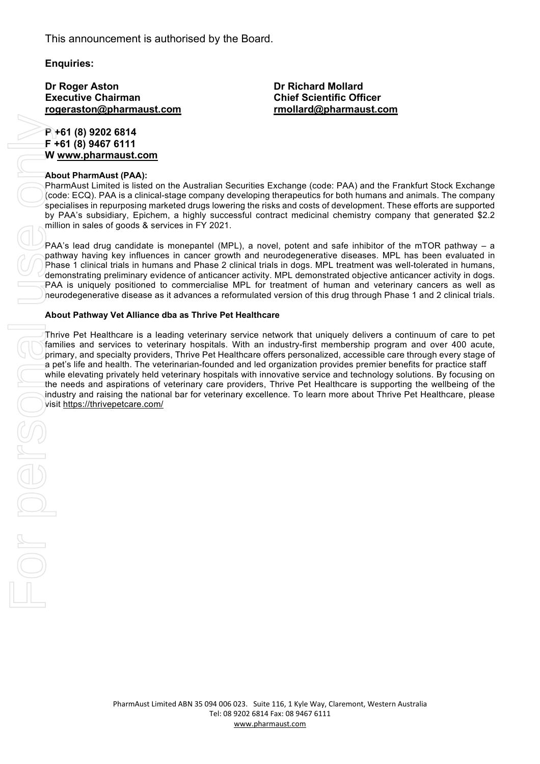This announcement is authorised by the Board.

**Enquiries:**

**Dr Roger Aston**
**Executive Chairman**
**rogeraston@pharmaust.com**

**Dr Richard Mollard**
**Chief Scientific Officer**
**rmollard@pharmaust.com**

**P +61 (8) 9202 6814**
**F +61 (8) 9467 6111**
**W www.pharmaust.com**

**About PharmAust (PAA):**

PharmAust Limited is listed on the Australian Securities Exchange (code: PAA) and the Frankfurt Stock Exchange (code: ECQ). PAA is a clinical-stage company developing therapeutics for both humans and animals. The company specialises in repurposing marketed drugs lowering the risks and costs of development. These efforts are supported by PAA's subsidiary, Epichem, a highly successful contract medicinal chemistry company that generated $2.2 million in sales of goods & services in FY 2021.

PAA's lead drug candidate is monepantel (MPL), a novel, potent and safe inhibitor of the mTOR pathway – a pathway having key influences in cancer growth and neurodegenerative diseases. MPL has been evaluated in Phase 1 clinical trials in humans and Phase 2 clinical trials in dogs. MPL treatment was well-tolerated in humans, demonstrating preliminary evidence of anticancer activity. MPL demonstrated objective anticancer activity in dogs. PAA is uniquely positioned to commercialise MPL for treatment of human and veterinary cancers as well as neurodegenerative disease as it advances a reformulated version of this drug through Phase 1 and 2 clinical trials.

**About Pathway Vet Alliance dba as Thrive Pet Healthcare**

Thrive Pet Healthcare is a leading veterinary service network that uniquely delivers a continuum of care to pet families and services to veterinary hospitals. With an industry-first membership program and over 400 acute, primary, and specialty providers, Thrive Pet Healthcare offers personalized, accessible care through every stage of a pet's life and health. The veterinarian-founded and led organization provides premier benefits for practice staff while elevating privately held veterinary hospitals with innovative service and technology solutions. By focusing on the needs and aspirations of veterinary care providers, Thrive Pet Healthcare is supporting the wellbeing of the industry and raising the national bar for veterinary excellence. To learn more about Thrive Pet Healthcare, please visit https://thrivepetcare.com/

PharmAust Limited ABN 35 094 006 023. Suite 116, 1 Kyle Way, Claremont, Western Australia
Tel: 08 9202 6814 Fax: 08 9467 6111
www.pharmaust.com